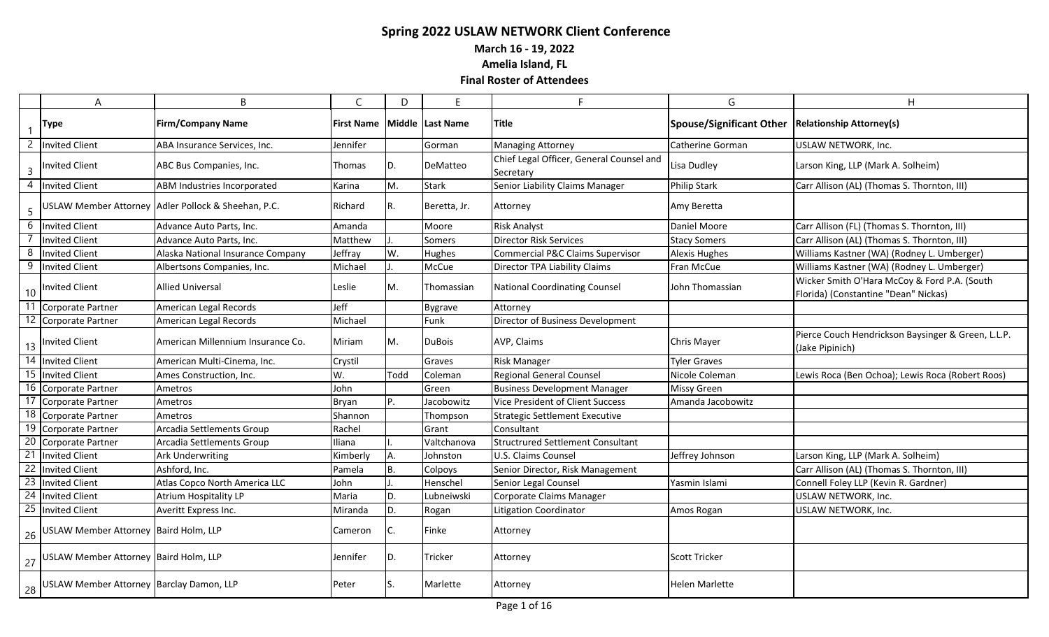# Spring 2022 USLAW NETWORK Client Conference

## March 16 - 19, 2022

## Amelia Island, FL

## Final Roster of Attendees

| | A | B | C | D | E | F | G | H |
|---|---|---|---|---|---|---|---|---|
| 1 | **Type** | **Firm/Company Name** | **First Name** | **Middle** | **Last Name** | **Title** | **Spouse/Significant Other** | **Relationship Attorney(s)** |
| 2 | Invited Client | ABA Insurance Services, Inc. | Jennifer | | Gorman | Managing Attorney | Catherine Gorman | USLAW NETWORK, Inc. |
| 3 | Invited Client | ABC Bus Companies, Inc. | Thomas | D. | DeMatteo | Chief Legal Officer, General Counsel and Secretary | Lisa Dudley | Larson King, LLP (Mark A. Solheim) |
| 4 | Invited Client | ABM Industries Incorporated | Karina | M. | Stark | Senior Liability Claims Manager | Philip Stark | Carr Allison (AL) (Thomas S. Thornton, III) |
| 5 | USLAW Member Attorney | Adler Pollock & Sheehan, P.C. | Richard | R. | Beretta, Jr. | Attorney | Amy Beretta | |
| 6 | Invited Client | Advance Auto Parts, Inc. | Amanda | | Moore | Risk Analyst | Daniel Moore | Carr Allison (FL) (Thomas S. Thornton, III) |
| 7 | Invited Client | Advance Auto Parts, Inc. | Matthew | J. | Somers | Director Risk Services | Stacy Somers | Carr Allison (AL) (Thomas S. Thornton, III) |
| 8 | Invited Client | Alaska National Insurance Company | Jeffray | W. | Hughes | Commercial P&C Claims Supervisor | Alexis Hughes | Williams Kastner (WA) (Rodney L. Umberger) |
| 9 | Invited Client | Albertsons Companies, Inc. | Michael | J. | McCue | Director TPA Liability Claims | Fran McCue | Williams Kastner (WA) (Rodney L. Umberger) |
| 10 | Invited Client | Allied Universal | Leslie | M. | Thomassian | National Coordinating Counsel | John Thomassian | Wicker Smith O'Hara McCoy & Ford P.A. (South Florida) (Constantine "Dean" Nickas) |
| 11 | Corporate Partner | American Legal Records | Jeff | | Bygrave | Attorney | | |
| 12 | Corporate Partner | American Legal Records | Michael | | Funk | Director of Business Development | | |
| 13 | Invited Client | American Millennium Insurance Co. | Miriam | M. | DuBois | AVP, Claims | Chris Mayer | Pierce Couch Hendrickson Baysinger & Green, L.L.P. (Jake Pipinich) |
| 14 | Invited Client | American Multi-Cinema, Inc. | Crystil | | Graves | Risk Manager | Tyler Graves | |
| 15 | Invited Client | Ames Construction, Inc. | W. | Todd | Coleman | Regional General Counsel | Nicole Coleman | Lewis Roca (Ben Ochoa); Lewis Roca (Robert Roos) |
| 16 | Corporate Partner | Ametros | John | | Green | Business Development Manager | Missy Green | |
| 17 | Corporate Partner | Ametros | Bryan | P. | Jacobowitz | Vice President of Client Success | Amanda Jacobowitz | |
| 18 | Corporate Partner | Ametros | Shannon | | Thompson | Strategic Settlement Executive | | |
| 19 | Corporate Partner | Arcadia Settlements Group | Rachel | | Grant | Consultant | | |
| 20 | Corporate Partner | Arcadia Settlements Group | Iliana | I. | Valtchanova | Structrured Settlement Consultant | | |
| 21 | Invited Client | Ark Underwriting | Kimberly | A. | Johnston | U.S. Claims Counsel | Jeffrey Johnson | Larson King, LLP (Mark A. Solheim) |
| 22 | Invited Client | Ashford, Inc. | Pamela | B. | Colpoys | Senior Director, Risk Management | | Carr Allison (AL) (Thomas S. Thornton, III) |
| 23 | Invited Client | Atlas Copco North America LLC | John | J. | Henschel | Senior Legal Counsel | Yasmin Islami | Connell Foley LLP (Kevin R. Gardner) |
| 24 | Invited Client | Atrium Hospitality LP | Maria | D. | Lubneiwski | Corporate Claims Manager | | USLAW NETWORK, Inc. |
| 25 | Invited Client | Averitt Express Inc. | Miranda | D. | Rogan | Litigation Coordinator | Amos Rogan | USLAW NETWORK, Inc. |
| 26 | USLAW Member Attorney | Baird Holm, LLP | Cameron | C. | Finke | Attorney | | |
| 27 | USLAW Member Attorney | Baird Holm, LLP | Jennifer | D. | Tricker | Attorney | Scott Tricker | |
| 28 | USLAW Member Attorney | Barclay Damon, LLP | Peter | S. | Marlette | Attorney | Helen Marlette | |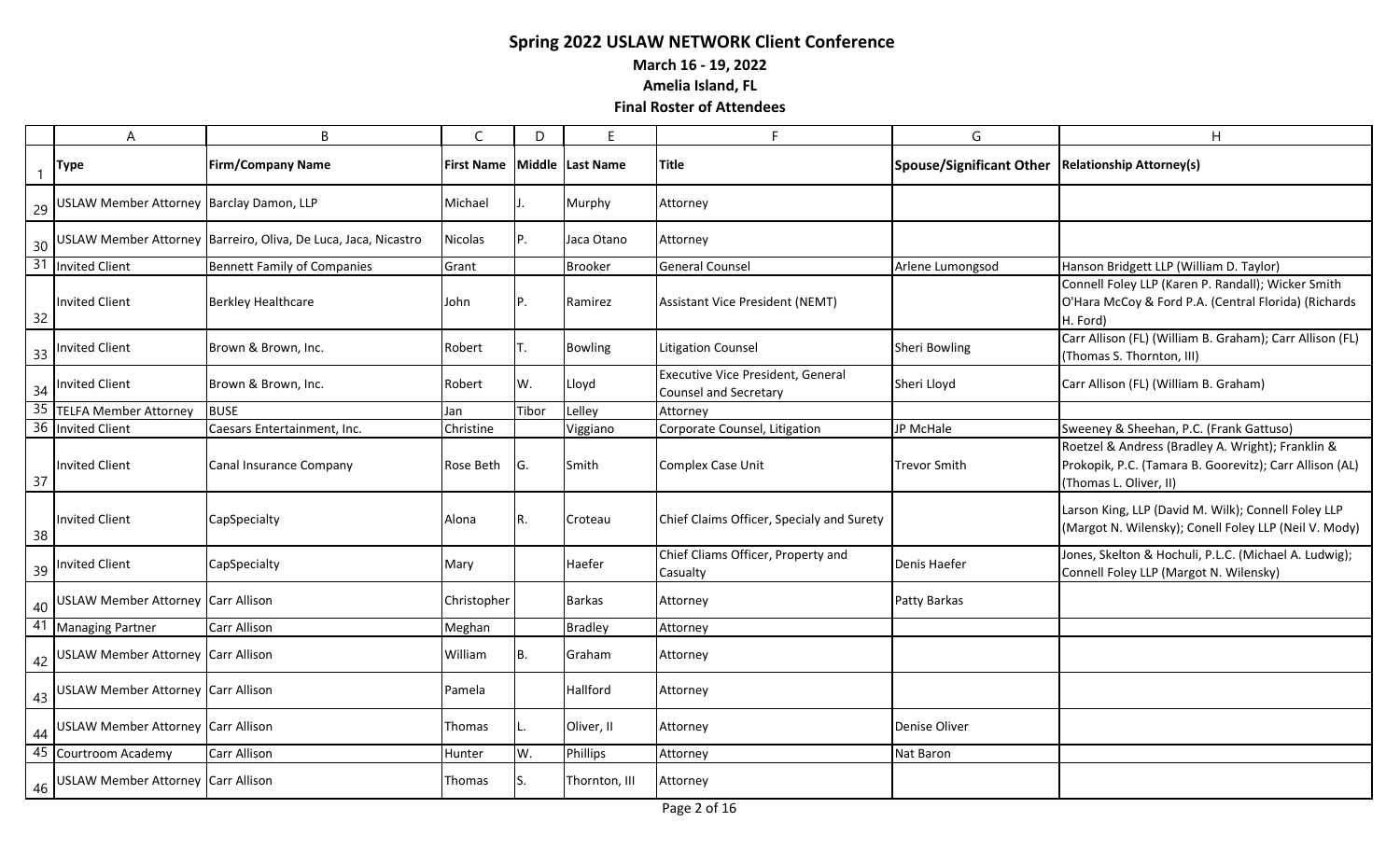## Spring 2022 USLAW NETWORK Client Conference

**March 16 - 19, 2022**

**Amelia Island, FL**

**Final Roster of Attendees**

| | A | B | C | D | E | F | G | H |
|---|---|---|---|---|---|---|---|---|
| 1 | **Type** | **Firm/Company Name** | **First Name** | **Middle** | **Last Name** | **Title** | **Spouse/Significant Other** | **Relationship Attorney(s)** |
| 29 | USLAW Member Attorney | Barclay Damon, LLP | Michael | J. | Murphy | Attorney | | |
| 30 | USLAW Member Attorney | Barreiro, Oliva, De Luca, Jaca, Nicastro | Nicolas | P. | Jaca Otano | Attorney | | |
| 31 | Invited Client | Bennett Family of Companies | Grant | | Brooker | General Counsel | Arlene Lumongsod | Hanson Bridgett LLP (William D. Taylor) |
| 32 | Invited Client | Berkley Healthcare | John | P. | Ramirez | Assistant Vice President (NEMT) | | Connell Foley LLP (Karen P. Randall); Wicker Smith O'Hara McCoy & Ford P.A. (Central Florida) (Richards H. Ford) |
| 33 | Invited Client | Brown & Brown, Inc. | Robert | T. | Bowling | Litigation Counsel | Sheri Bowling | Carr Allison (FL) (William B. Graham); Carr Allison (FL) (Thomas S. Thornton, III) |
| 34 | Invited Client | Brown & Brown, Inc. | Robert | W. | Lloyd | Executive Vice President, General Counsel and Secretary | Sheri Lloyd | Carr Allison (FL) (William B. Graham) |
| 35 | TELFA Member Attorney | BUSE | Jan | Tibor | Lelley | Attorney | | |
| 36 | Invited Client | Caesars Entertainment, Inc. | Christine | | Viggiano | Corporate Counsel, Litigation | JP McHale | Sweeney & Sheehan, P.C. (Frank Gattuso) |
| 37 | Invited Client | Canal Insurance Company | Rose Beth | G. | Smith | Complex Case Unit | Trevor Smith | Roetzel & Andress (Bradley A. Wright); Franklin & Prokopik, P.C. (Tamara B. Goorevitz); Carr Allison (AL) (Thomas L. Oliver, II) |
| 38 | Invited Client | CapSpecialty | Alona | R. | Croteau | Chief Claims Officer, Specialy and Surety | | Larson King, LLP (David M. Wilk); Connell Foley LLP (Margot N. Wilensky); Conell Foley LLP (Neil V. Mody) |
| 39 | Invited Client | CapSpecialty | Mary | | Haefer | Chief Cliams Officer, Property and Casualty | Denis Haefer | Jones, Skelton & Hochuli, P.L.C. (Michael A. Ludwig); Connell Foley LLP (Margot N. Wilensky) |
| 40 | USLAW Member Attorney | Carr Allison | Christopher | | Barkas | Attorney | Patty Barkas | |
| 41 | Managing Partner | Carr Allison | Meghan | | Bradley | Attorney | | |
| 42 | USLAW Member Attorney | Carr Allison | William | B. | Graham | Attorney | | |
| 43 | USLAW Member Attorney | Carr Allison | Pamela | | Hallford | Attorney | | |
| 44 | USLAW Member Attorney | Carr Allison | Thomas | L. | Oliver, II | Attorney | Denise Oliver | |
| 45 | Courtroom Academy | Carr Allison | Hunter | W. | Phillips | Attorney | Nat Baron | |
| 46 | USLAW Member Attorney | Carr Allison | Thomas | S. | Thornton, III | Attorney | | |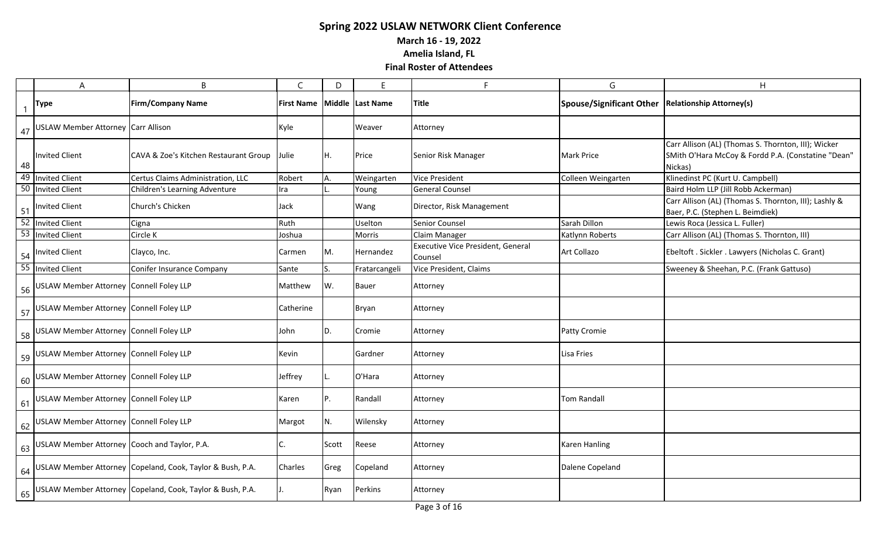## Spring 2022 USLAW NETWORK Client Conference

**March 16 - 19, 2022**

**Amelia Island, FL**

**Final Roster of Attendees**

| | A | B | C | D | E | F | G | H |
|---|---|---|---|---|---|---|---|---|
| 1 | **Type** | **Firm/Company Name** | **First Name** | **Middle** | **Last Name** | **Title** | **Spouse/Significant Other** | **Relationship Attorney(s)** |
| 47 | USLAW Member Attorney | Carr Allison | Kyle | | Weaver | Attorney | | |
| 48 | Invited Client | CAVA & Zoe's Kitchen Restaurant Group | Julie | H. | Price | Senior Risk Manager | Mark Price | Carr Allison (AL) (Thomas S. Thornton, III); Wicker SMith O'Hara McCoy & Fordd P.A. (Constatine "Dean" Nickas) |
| 49 | Invited Client | Certus Claims Administration, LLC | Robert | A. | Weingarten | Vice President | Colleen Weingarten | Klinedinst PC (Kurt U. Campbell) |
| 50 | Invited Client | Children's Learning Adventure | Ira | L. | Young | General Counsel | | Baird Holm LLP (Jill Robb Ackerman) |
| 51 | Invited Client | Church's Chicken | Jack | | Wang | Director, Risk Management | | Carr Allison (AL) (Thomas S. Thornton, III); Lashly & Baer, P.C. (Stephen L. Beimdiek) |
| 52 | Invited Client | Cigna | Ruth | | Uselton | Senior Counsel | Sarah Dillon | Lewis Roca (Jessica L. Fuller) |
| 53 | Invited Client | Circle K | Joshua | | Morris | Claim Manager | Katlynn Roberts | Carr Allison (AL) (Thomas S. Thornton, III) |
| 54 | Invited Client | Clayco, Inc. | Carmen | M. | Hernandez | Executive Vice President, General Counsel | Art Collazo | Ebeltoft . Sickler . Lawyers (Nicholas C. Grant) |
| 55 | Invited Client | Conifer Insurance Company | Sante | S. | Fratarcangeli | Vice President, Claims | | Sweeney & Sheehan, P.C. (Frank Gattuso) |
| 56 | USLAW Member Attorney | Connell Foley LLP | Matthew | W. | Bauer | Attorney | | |
| 57 | USLAW Member Attorney | Connell Foley LLP | Catherine | | Bryan | Attorney | | |
| 58 | USLAW Member Attorney | Connell Foley LLP | John | D. | Cromie | Attorney | Patty Cromie | |
| 59 | USLAW Member Attorney | Connell Foley LLP | Kevin | | Gardner | Attorney | Lisa Fries | |
| 60 | USLAW Member Attorney | Connell Foley LLP | Jeffrey | L. | O'Hara | Attorney | | |
| 61 | USLAW Member Attorney | Connell Foley LLP | Karen | P. | Randall | Attorney | Tom Randall | |
| 62 | USLAW Member Attorney | Connell Foley LLP | Margot | N. | Wilensky | Attorney | | |
| 63 | USLAW Member Attorney | Cooch and Taylor, P.A. | C. | Scott | Reese | Attorney | Karen Hanling | |
| 64 | USLAW Member Attorney | Copeland, Cook, Taylor & Bush, P.A. | Charles | Greg | Copeland | Attorney | Dalene Copeland | |
| 65 | USLAW Member Attorney | Copeland, Cook, Taylor & Bush, P.A. | J. | Ryan | Perkins | Attorney | | |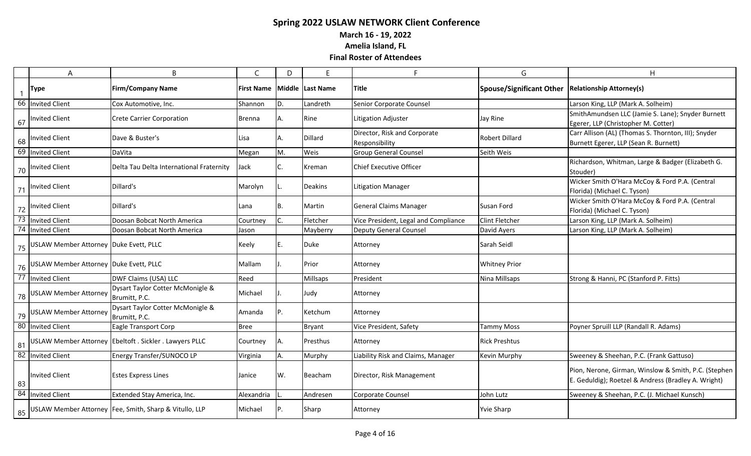# Spring 2022 USLAW NETWORK Client Conference

**March 16 - 19, 2022**

**Amelia Island, FL**

**Final Roster of Attendees**

| | A | B | C | D | E | F | G | H |
|---|---|---|---|---|---|---|---|---|
| 1 | **Type** | **Firm/Company Name** | **First Name** | **Middle** | **Last Name** | **Title** | **Spouse/Significant Other** | **Relationship Attorney(s)** |
| 66 | Invited Client | Cox Automotive, Inc. | Shannon | D. | Landreth | Senior Corporate Counsel | | Larson King, LLP (Mark A. Solheim) |
| 67 | Invited Client | Crete Carrier Corporation | Brenna | A. | Rine | Litigation Adjuster | Jay Rine | SmithAmundsen LLC (Jamie S. Lane); Snyder Burnett Egerer, LLP (Christopher M. Cotter) |
| 68 | Invited Client | Dave & Buster's | Lisa | A. | Dillard | Director, Risk and Corporate Responsibility | Robert Dillard | Carr Allison (AL) (Thomas S. Thornton, III); Snyder Burnett Egerer, LLP (Sean R. Burnett) |
| 69 | Invited Client | DaVita | Megan | M. | Weis | Group General Counsel | Seith Weis | |
| 70 | Invited Client | Delta Tau Delta International Fraternity | Jack | C. | Kreman | Chief Executive Officer | | Richardson, Whitman, Large & Badger (Elizabeth G. Stouder) |
| 71 | Invited Client | Dillard's | Marolyn | L. | Deakins | Litigation Manager | | Wicker Smith O'Hara McCoy & Ford P.A. (Central Florida) (Michael C. Tyson) |
| 72 | Invited Client | Dillard's | Lana | B. | Martin | General Claims Manager | Susan Ford | Wicker Smith O'Hara McCoy & Ford P.A. (Central Florida) (Michael C. Tyson) |
| 73 | Invited Client | Doosan Bobcat North America | Courtney | C. | Fletcher | Vice President, Legal and Compliance | Clint Fletcher | Larson King, LLP (Mark A. Solheim) |
| 74 | Invited Client | Doosan Bobcat North America | Jason | | Mayberry | Deputy General Counsel | David Ayers | Larson King, LLP (Mark A. Solheim) |
| 75 | USLAW Member Attorney | Duke Evett, PLLC | Keely | E. | Duke | Attorney | Sarah Seidl | |
| 76 | USLAW Member Attorney | Duke Evett, PLLC | Mallam | J. | Prior | Attorney | Whitney Prior | |
| 77 | Invited Client | DWF Claims (USA) LLC | Reed | | Millsaps | President | Nina Millsaps | Strong & Hanni, PC (Stanford P. Fitts) |
| 78 | USLAW Member Attorney | Dysart Taylor Cotter McMonigle & Brumitt, P.C. | Michael | J. | Judy | Attorney | | |
| 79 | USLAW Member Attorney | Dysart Taylor Cotter McMonigle & Brumitt, P.C. | Amanda | P. | Ketchum | Attorney | | |
| 80 | Invited Client | Eagle Transport Corp | Bree | | Bryant | Vice President, Safety | Tammy Moss | Poyner Spruill LLP (Randall R. Adams) |
| 81 | USLAW Member Attorney | Ebeltoft . Sickler . Lawyers PLLC | Courtney | A. | Presthus | Attorney | Rick Preshtus | |
| 82 | Invited Client | Energy Transfer/SUNOCO LP | Virginia | A. | Murphy | Liability Risk and Claims, Manager | Kevin Murphy | Sweeney & Sheehan, P.C. (Frank Gattuso) |
| 83 | Invited Client | Estes Express Lines | Janice | W. | Beacham | Director, Risk Management | | Pion, Nerone, Girman, Winslow & Smith, P.C. (Stephen E. Geduldig); Roetzel & Andress (Bradley A. Wright) |
| 84 | Invited Client | Extended Stay America, Inc. | Alexandria | L. | Andresen | Corporate Counsel | John Lutz | Sweeney & Sheehan, P.C. (J. Michael Kunsch) |
| 85 | USLAW Member Attorney | Fee, Smith, Sharp & Vitullo, LLP | Michael | P. | Sharp | Attorney | Yvie Sharp | |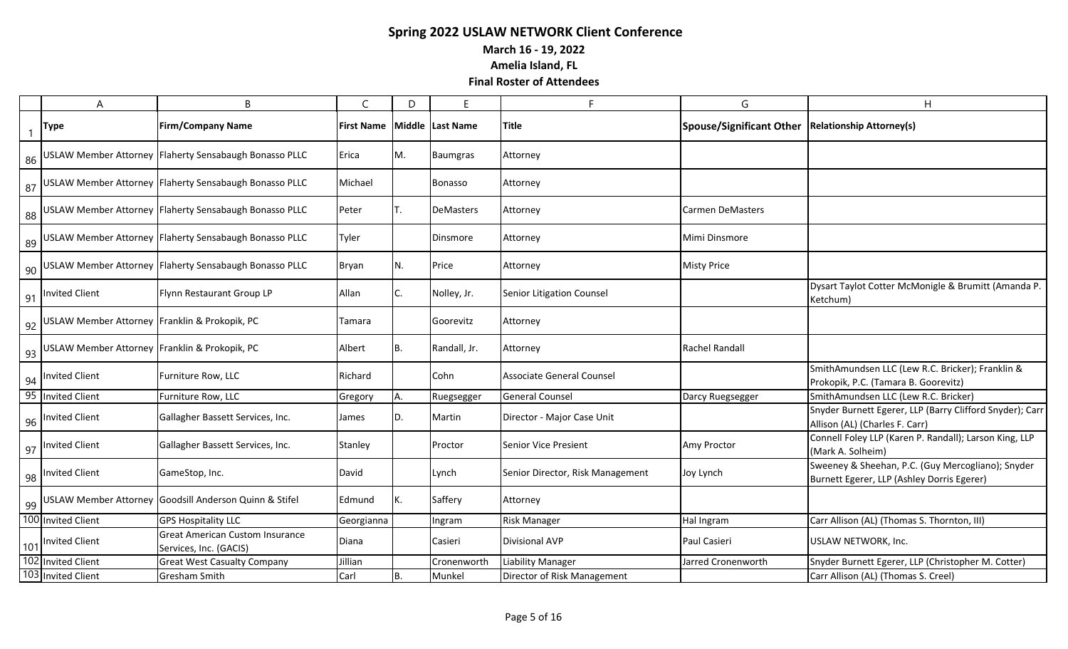# Spring 2022 USLAW NETWORK Client Conference

**March 16 - 19, 2022**

**Amelia Island, FL**

**Final Roster of Attendees**

| | A | B | C | D | E | F | G | H |
|---|---|---|---|---|---|---|---|---|
| 1 | **Type** | **Firm/Company Name** | **First Name** | **Middle** | **Last Name** | **Title** | **Spouse/Significant Other** | **Relationship Attorney(s)** |
| 86 | USLAW Member Attorney | Flaherty Sensabaugh Bonasso PLLC | Erica | M. | Baumgras | Attorney | | |
| 87 | USLAW Member Attorney | Flaherty Sensabaugh Bonasso PLLC | Michael | | Bonasso | Attorney | | |
| 88 | USLAW Member Attorney | Flaherty Sensabaugh Bonasso PLLC | Peter | T. | DeMasters | Attorney | Carmen DeMasters | |
| 89 | USLAW Member Attorney | Flaherty Sensabaugh Bonasso PLLC | Tyler | | Dinsmore | Attorney | Mimi Dinsmore | |
| 90 | USLAW Member Attorney | Flaherty Sensabaugh Bonasso PLLC | Bryan | N. | Price | Attorney | Misty Price | |
| 91 | Invited Client | Flynn Restaurant Group LP | Allan | C. | Nolley, Jr. | Senior Litigation Counsel | | Dysart Taylot Cotter McMonigle & Brumitt (Amanda P. Ketchum) |
| 92 | USLAW Member Attorney | Franklin & Prokopik, PC | Tamara | | Goorevitz | Attorney | | |
| 93 | USLAW Member Attorney | Franklin & Prokopik, PC | Albert | B. | Randall, Jr. | Attorney | Rachel Randall | |
| 94 | Invited Client | Furniture Row, LLC | Richard | | Cohn | Associate General Counsel | | SmithAmundsen LLC (Lew R.C. Bricker); Franklin & Prokopik, P.C. (Tamara B. Goorevitz) |
| 95 | Invited Client | Furniture Row, LLC | Gregory | A. | Ruegsegger | General Counsel | Darcy Ruegsegger | SmithAmundsen LLC (Lew R.C. Bricker) |
| 96 | Invited Client | Gallagher Bassett Services, Inc. | James | D. | Martin | Director - Major Case Unit | | Snyder Burnett Egerer, LLP (Barry Clifford Snyder); Carr Allison (AL) (Charles F. Carr) |
| 97 | Invited Client | Gallagher Bassett Services, Inc. | Stanley | | Proctor | Senior Vice Presient | Amy Proctor | Connell Foley LLP (Karen P. Randall); Larson King, LLP (Mark A. Solheim) |
| 98 | Invited Client | GameStop, Inc. | David | | Lynch | Senior Director, Risk Management | Joy Lynch | Sweeney & Sheehan, P.C. (Guy Mercogliano); Snyder Burnett Egerer, LLP (Ashley Dorris Egerer) |
| 99 | USLAW Member Attorney | Goodsill Anderson Quinn & Stifel | Edmund | K. | Saffery | Attorney | | |
| 100 | Invited Client | GPS Hospitality LLC | Georgianna | | Ingram | Risk Manager | Hal Ingram | Carr Allison (AL) (Thomas S. Thornton, III) |
| 101 | Invited Client | Great American Custom Insurance Services, Inc. (GACIS) | Diana | | Casieri | Divisional AVP | Paul Casieri | USLAW NETWORK, Inc. |
| 102 | Invited Client | Great West Casualty Company | Jillian | | Cronenworth | Liability Manager | Jarred Cronenworth | Snyder Burnett Egerer, LLP (Christopher M. Cotter) |
| 103 | Invited Client | Gresham Smith | Carl | B. | Munkel | Director of Risk Management | | Carr Allison (AL) (Thomas S. Creel) |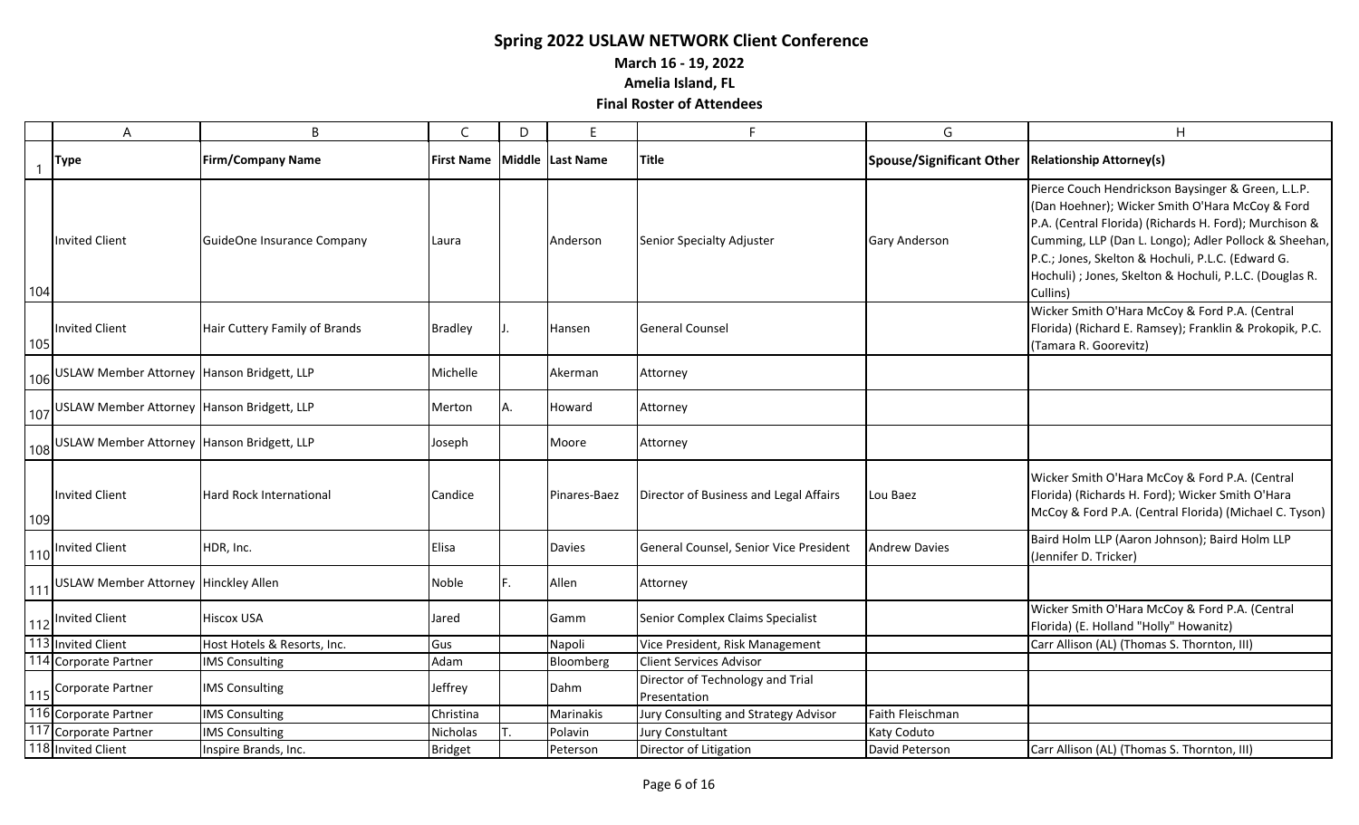# Spring 2022 USLAW NETWORK Client Conference

**March 16 - 19, 2022**

**Amelia Island, FL**

**Final Roster of Attendees**

| | A | B | C | D | E | F | G | H |
|---|---|---|---|---|---|---|---|---|
| 1 | **Type** | **Firm/Company Name** | **First Name** | **Middle** | **Last Name** | **Title** | **Spouse/Significant Other** | **Relationship Attorney(s)** |
| 104 | Invited Client | GuideOne Insurance Company | Laura | | Anderson | Senior Specialty Adjuster | Gary Anderson | Pierce Couch Hendrickson Baysinger & Green, L.L.P. (Dan Hoehner); Wicker Smith O'Hara McCoy & Ford P.A. (Central Florida) (Richards H. Ford); Murchison & Cumming, LLP (Dan L. Longo); Adler Pollock & Sheehan, P.C.; Jones, Skelton & Hochuli, P.L.C. (Edward G. Hochuli) ; Jones, Skelton & Hochuli, P.L.C. (Douglas R. Cullins) |
| 105 | Invited Client | Hair Cuttery Family of Brands | Bradley | J. | Hansen | General Counsel | | Wicker Smith O'Hara McCoy & Ford P.A. (Central Florida) (Richard E. Ramsey); Franklin & Prokopik, P.C. (Tamara R. Goorevitz) |
| 106 | USLAW Member Attorney | Hanson Bridgett, LLP | Michelle | | Akerman | Attorney | | |
| 107 | USLAW Member Attorney | Hanson Bridgett, LLP | Merton | A. | Howard | Attorney | | |
| 108 | USLAW Member Attorney | Hanson Bridgett, LLP | Joseph | | Moore | Attorney | | |
| 109 | Invited Client | Hard Rock International | Candice | | Pinares-Baez | Director of Business and Legal Affairs | Lou Baez | Wicker Smith O'Hara McCoy & Ford P.A. (Central Florida) (Richards H. Ford); Wicker Smith O'Hara McCoy & Ford P.A. (Central Florida) (Michael C. Tyson) |
| 110 | Invited Client | HDR, Inc. | Elisa | | Davies | General Counsel, Senior Vice President | Andrew Davies | Baird Holm LLP (Aaron Johnson); Baird Holm LLP (Jennifer D. Tricker) |
| 111 | USLAW Member Attorney | Hinckley Allen | Noble | F. | Allen | Attorney | | |
| 112 | Invited Client | Hiscox USA | Jared | | Gamm | Senior Complex Claims Specialist | | Wicker Smith O'Hara McCoy & Ford P.A. (Central Florida) (E. Holland "Holly" Howanitz) |
| 113 | Invited Client | Host Hotels & Resorts, Inc. | Gus | | Napoli | Vice President, Risk Management | | Carr Allison (AL) (Thomas S. Thornton, III) |
| 114 | Corporate Partner | IMS Consulting | Adam | | Bloomberg | Client Services Advisor | | |
| 115 | Corporate Partner | IMS Consulting | Jeffrey | | Dahm | Director of Technology and Trial Presentation | | |
| 116 | Corporate Partner | IMS Consulting | Christina | | Marinakis | Jury Consulting and Strategy Advisor | Faith Fleischman | |
| 117 | Corporate Partner | IMS Consulting | Nicholas | T. | Polavin | Jury Constultant | Katy Coduto | |
| 118 | Invited Client | Inspire Brands, Inc. | Bridget | | Peterson | Director of Litigation | David Peterson | Carr Allison (AL) (Thomas S. Thornton, III) |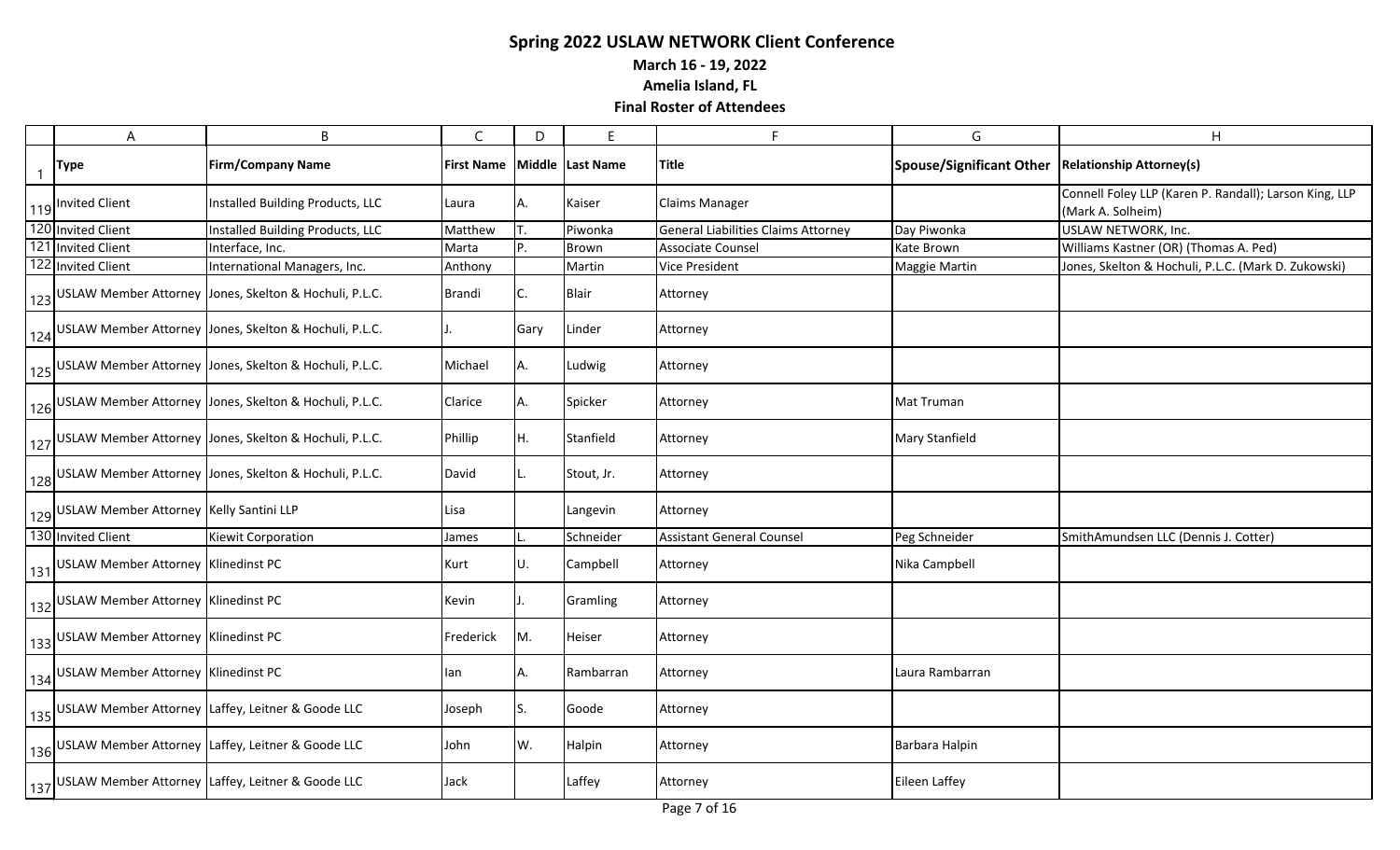# Spring 2022 USLAW NETWORK Client Conference

**March 16 - 19, 2022**

**Amelia Island, FL**

**Final Roster of Attendees**

| | A | B | C | D | E | F | G | H |
|---|---|---|---|---|---|---|---|---|
| 1 | **Type** | **Firm/Company Name** | **First Name** | **Middle** | **Last Name** | **Title** | **Spouse/Significant Other** | **Relationship Attorney(s)** |
| 119 | Invited Client | Installed Building Products, LLC | Laura | A. | Kaiser | Claims Manager | | Connell Foley LLP (Karen P. Randall); Larson King, LLP (Mark A. Solheim) |
| 120 | Invited Client | Installed Building Products, LLC | Matthew | T. | Piwonka | General Liabilities Claims Attorney | Day Piwonka | USLAW NETWORK, Inc. |
| 121 | Invited Client | Interface, Inc. | Marta | P. | Brown | Associate Counsel | Kate Brown | Williams Kastner (OR) (Thomas A. Ped) |
| 122 | Invited Client | International Managers, Inc. | Anthony | | Martin | Vice President | Maggie Martin | Jones, Skelton & Hochuli, P.L.C. (Mark D. Zukowski) |
| 123 | USLAW Member Attorney | Jones, Skelton & Hochuli, P.L.C. | Brandi | C. | Blair | Attorney | | |
| 124 | USLAW Member Attorney | Jones, Skelton & Hochuli, P.L.C. | J. | Gary | Linder | Attorney | | |
| 125 | USLAW Member Attorney | Jones, Skelton & Hochuli, P.L.C. | Michael | A. | Ludwig | Attorney | | |
| 126 | USLAW Member Attorney | Jones, Skelton & Hochuli, P.L.C. | Clarice | A. | Spicker | Attorney | Mat Truman | |
| 127 | USLAW Member Attorney | Jones, Skelton & Hochuli, P.L.C. | Phillip | H. | Stanfield | Attorney | Mary Stanfield | |
| 128 | USLAW Member Attorney | Jones, Skelton & Hochuli, P.L.C. | David | L. | Stout, Jr. | Attorney | | |
| 129 | USLAW Member Attorney | Kelly Santini LLP | Lisa | | Langevin | Attorney | | |
| 130 | Invited Client | Kiewit Corporation | James | L. | Schneider | Assistant General Counsel | Peg Schneider | SmithAmundsen LLC (Dennis J. Cotter) |
| 131 | USLAW Member Attorney | Klinedinst PC | Kurt | U. | Campbell | Attorney | Nika Campbell | |
| 132 | USLAW Member Attorney | Klinedinst PC | Kevin | J. | Gramling | Attorney | | |
| 133 | USLAW Member Attorney | Klinedinst PC | Frederick | M. | Heiser | Attorney | | |
| 134 | USLAW Member Attorney | Klinedinst PC | Ian | A. | Rambarran | Attorney | Laura Rambarran | |
| 135 | USLAW Member Attorney | Laffey, Leitner & Goode LLC | Joseph | S. | Goode | Attorney | | |
| 136 | USLAW Member Attorney | Laffey, Leitner & Goode LLC | John | W. | Halpin | Attorney | Barbara Halpin | |
| 137 | USLAW Member Attorney | Laffey, Leitner & Goode LLC | Jack | | Laffey | Attorney | Eileen Laffey | |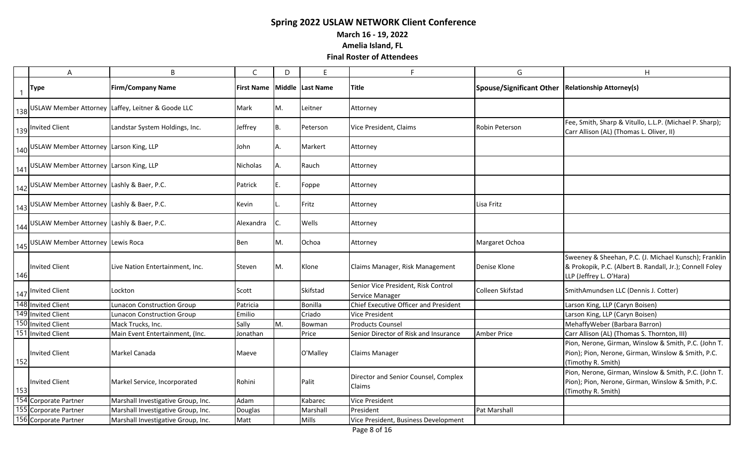# Spring 2022 USLAW NETWORK Client Conference

**March 16 - 19, 2022**

**Amelia Island, FL**

**Final Roster of Attendees**

| | A | B | C | D | E | F | G | H |
|---|---|---|---|---|---|---|---|---|
| 1 | **Type** | **Firm/Company Name** | **First Name** | **Middle** | **Last Name** | **Title** | **Spouse/Significant Other** | **Relationship Attorney(s)** |
| 138 | USLAW Member Attorney | Laffey, Leitner & Goode LLC | Mark | M. | Leitner | Attorney | | |
| 139 | Invited Client | Landstar System Holdings, Inc. | Jeffrey | B. | Peterson | Vice President, Claims | Robin Peterson | Fee, Smith, Sharp & Vitullo, L.L.P. (Michael P. Sharp); Carr Allison (AL) (Thomas L. Oliver, II) |
| 140 | USLAW Member Attorney | Larson King, LLP | John | A. | Markert | Attorney | | |
| 141 | USLAW Member Attorney | Larson King, LLP | Nicholas | A. | Rauch | Attorney | | |
| 142 | USLAW Member Attorney | Lashly & Baer, P.C. | Patrick | E. | Foppe | Attorney | | |
| 143 | USLAW Member Attorney | Lashly & Baer, P.C. | Kevin | L. | Fritz | Attorney | Lisa Fritz | |
| 144 | USLAW Member Attorney | Lashly & Baer, P.C. | Alexandra | C. | Wells | Attorney | | |
| 145 | USLAW Member Attorney | Lewis Roca | Ben | M. | Ochoa | Attorney | Margaret Ochoa | |
| 146 | Invited Client | Live Nation Entertainment, Inc. | Steven | M. | Klone | Claims Manager, Risk Management | Denise Klone | Sweeney & Sheehan, P.C. (J. Michael Kunsch); Franklin & Prokopik, P.C. (Albert B. Randall, Jr.); Connell Foley LLP (Jeffrey L. O'Hara) |
| 147 | Invited Client | Lockton | Scott | | Skifstad | Senior Vice President, Risk Control Service Manager | Colleen Skifstad | SmithAmundsen LLC (Dennis J. Cotter) |
| 148 | Invited Client | Lunacon Construction Group | Patricia | | Bonilla | Chief Executive Officer and President | | Larson King, LLP (Caryn Boisen) |
| 149 | Invited Client | Lunacon Construction Group | Emilio | | Criado | Vice President | | Larson King, LLP (Caryn Boisen) |
| 150 | Invited Client | Mack Trucks, Inc. | Sally | M. | Bowman | Products Counsel | | MehaffyWeber (Barbara Barron) |
| 151 | Invited Client | Main Event Entertainment, (Inc. | Jonathan | | Price | Senior Director of Risk and Insurance | Amber Price | Carr Allison (AL) (Thomas S. Thornton, III) |
| 152 | Invited Client | Markel Canada | Maeve | | O'Malley | Claims Manager | | Pion, Nerone, Girman, Winslow & Smith, P.C. (John T. Pion); Pion, Nerone, Girman, Winslow & Smith, P.C. (Timothy R. Smith) |
| 153 | Invited Client | Markel Service, Incorporated | Rohini | | Palit | Director and Senior Counsel, Complex Claims | | Pion, Nerone, Girman, Winslow & Smith, P.C. (John T. Pion); Pion, Nerone, Girman, Winslow & Smith, P.C. (Timothy R. Smith) |
| 154 | Corporate Partner | Marshall Investigative Group, Inc. | Adam | | Kabarec | Vice President | | |
| 155 | Corporate Partner | Marshall Investigative Group, Inc. | Douglas | | Marshall | President | Pat Marshall | |
| 156 | Corporate Partner | Marshall Investigative Group, Inc. | Matt | | Mills | Vice President, Business Development | | |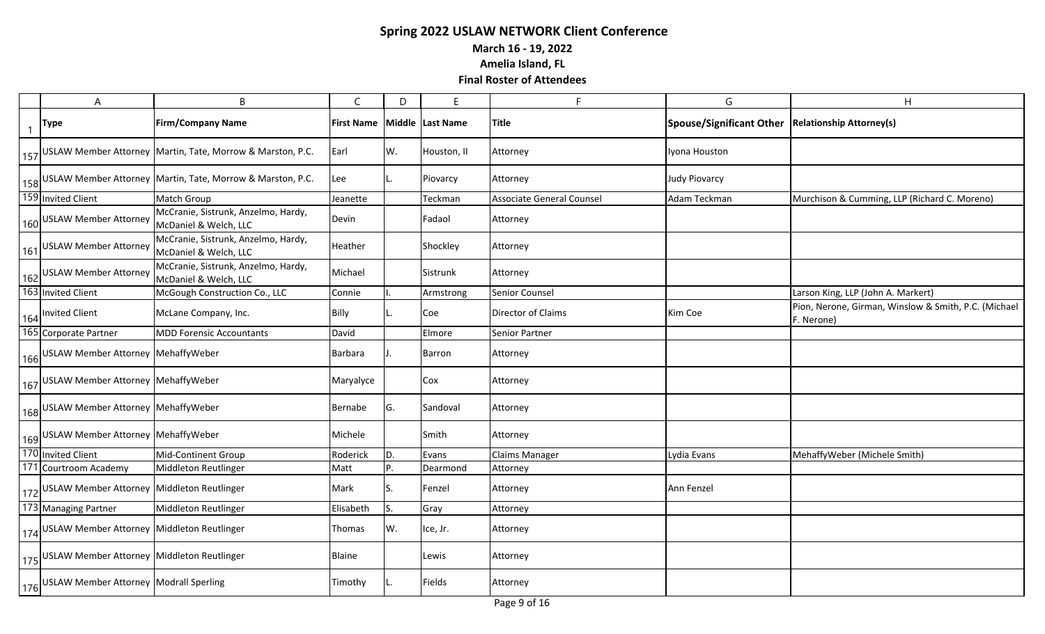# Spring 2022 USLAW NETWORK Client Conference

**March 16 - 19, 2022**

**Amelia Island, FL**

**Final Roster of Attendees**

| | A | B | C | D | E | F | G | H |
|---|---|---|---|---|---|---|---|---|
| 1 | Type | Firm/Company Name | First Name | Middle | Last Name | Title | Spouse/Significant Other | Relationship Attorney(s) |
| 157 | USLAW Member Attorney | Martin, Tate, Morrow & Marston, P.C. | Earl | W. | Houston, II | Attorney | Iyona Houston | |
| 158 | USLAW Member Attorney | Martin, Tate, Morrow & Marston, P.C. | Lee | L. | Piovarcy | Attorney | Judy Piovarcy | |
| 159 | Invited Client | Match Group | Jeanette | | Teckman | Associate General Counsel | Adam Teckman | Murchison & Cumming, LLP (Richard C. Moreno) |
| 160 | USLAW Member Attorney | McCranie, Sistrunk, Anzelmo, Hardy, McDaniel & Welch, LLC | Devin | | Fadaol | Attorney | | |
| 161 | USLAW Member Attorney | McCranie, Sistrunk, Anzelmo, Hardy, McDaniel & Welch, LLC | Heather | | Shockley | Attorney | | |
| 162 | USLAW Member Attorney | McCranie, Sistrunk, Anzelmo, Hardy, McDaniel & Welch, LLC | Michael | | Sistrunk | Attorney | | |
| 163 | Invited Client | McGough Construction Co., LLC | Connie | I. | Armstrong | Senior Counsel | | Larson King, LLP (John A. Markert) |
| 164 | Invited Client | McLane Company, Inc. | Billy | L. | Coe | Director of Claims | Kim Coe | Pion, Nerone, Girman, Winslow & Smith, P.C. (Michael F. Nerone) |
| 165 | Corporate Partner | MDD Forensic Accountants | David | | Elmore | Senior Partner | | |
| 166 | USLAW Member Attorney | MehaffyWeber | Barbara | J. | Barron | Attorney | | |
| 167 | USLAW Member Attorney | MehaffyWeber | Maryalyce | | Cox | Attorney | | |
| 168 | USLAW Member Attorney | MehaffyWeber | Bernabe | G. | Sandoval | Attorney | | |
| 169 | USLAW Member Attorney | MehaffyWeber | Michele | | Smith | Attorney | | |
| 170 | Invited Client | Mid-Continent Group | Roderick | D. | Evans | Claims Manager | Lydia Evans | MehaffyWeber (Michele Smith) |
| 171 | Courtroom Academy | Middleton Reutlinger | Matt | P. | Dearmond | Attorney | | |
| 172 | USLAW Member Attorney | Middleton Reutlinger | Mark | S. | Fenzel | Attorney | Ann Fenzel | |
| 173 | Managing Partner | Middleton Reutlinger | Elisabeth | S. | Gray | Attorney | | |
| 174 | USLAW Member Attorney | Middleton Reutlinger | Thomas | W. | Ice, Jr. | Attorney | | |
| 175 | USLAW Member Attorney | Middleton Reutlinger | Blaine | | Lewis | Attorney | | |
| 176 | USLAW Member Attorney | Modrall Sperling | Timothy | L. | Fields | Attorney | | |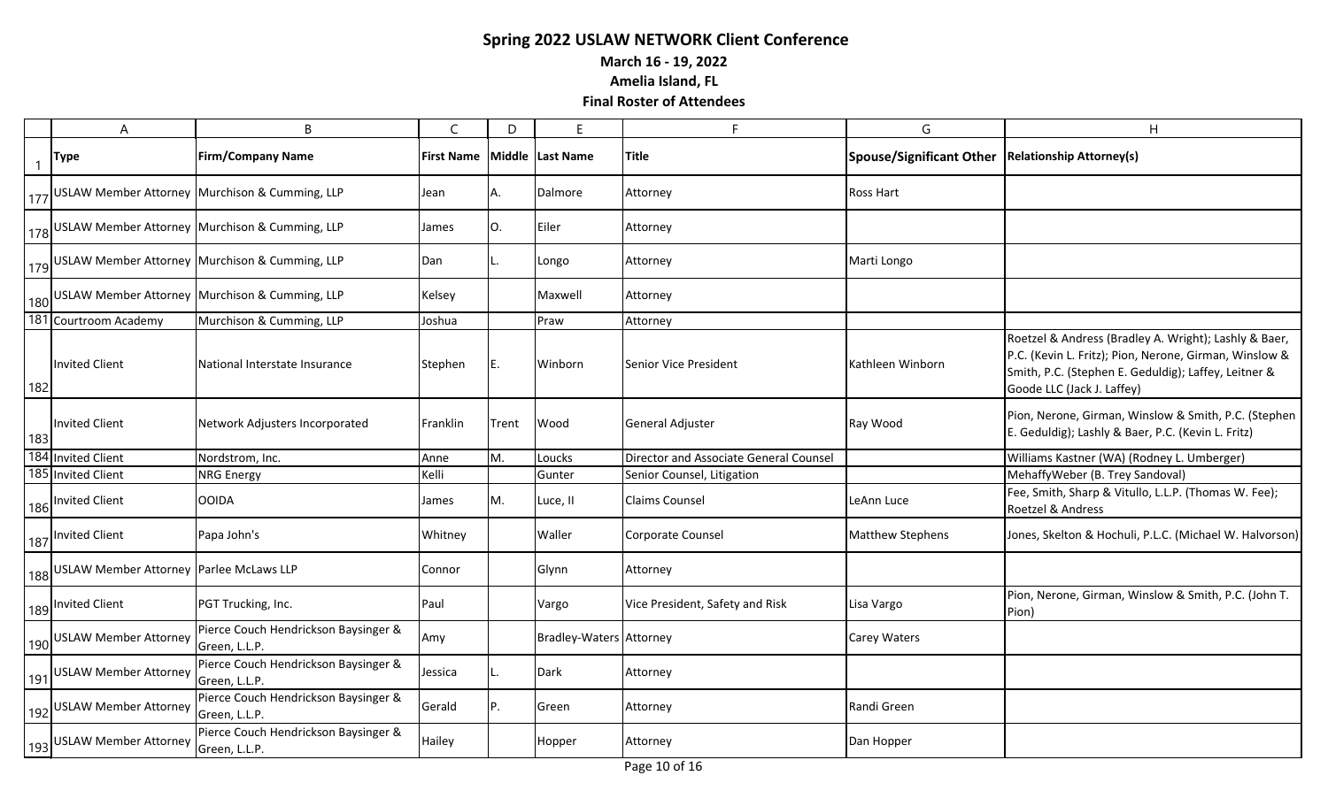# Spring 2022 USLAW NETWORK Client Conference

**March 16 - 19, 2022**

**Amelia Island, FL**

**Final Roster of Attendees**

| Type | Firm/Company Name | First Name | Middle | Last Name | Title | Spouse/Significant Other | Relationship Attorney(s) |
|---|---|---|---|---|---|---|---|
| USLAW Member Attorney | Murchison & Cumming, LLP | Jean | A. | Dalmore | Attorney | Ross Hart | |
| USLAW Member Attorney | Murchison & Cumming, LLP | James | O. | Eiler | Attorney | | |
| USLAW Member Attorney | Murchison & Cumming, LLP | Dan | L. | Longo | Attorney | Marti Longo | |
| USLAW Member Attorney | Murchison & Cumming, LLP | Kelsey | | Maxwell | Attorney | | |
| Courtroom Academy | Murchison & Cumming, LLP | Joshua | | Praw | Attorney | | |
| Invited Client | National Interstate Insurance | Stephen | E. | Winborn | Senior Vice President | Kathleen Winborn | Roetzel & Andress (Bradley A. Wright); Lashly & Baer, P.C. (Kevin L. Fritz); Pion, Nerone, Girman, Winslow & Smith, P.C. (Stephen E. Geduldig); Laffey, Leitner & Goode LLC (Jack J. Laffey) |
| Invited Client | Network Adjusters Incorporated | Franklin | Trent | Wood | General Adjuster | Ray Wood | Pion, Nerone, Girman, Winslow & Smith, P.C. (Stephen E. Geduldig); Lashly & Baer, P.C. (Kevin L. Fritz) |
| Invited Client | Nordstrom, Inc. | Anne | M. | Loucks | Director and Associate General Counsel | | Williams Kastner (WA) (Rodney L. Umberger) |
| Invited Client | NRG Energy | Kelli | | Gunter | Senior Counsel, Litigation | | MehaffyWeber (B. Trey Sandoval) |
| Invited Client | OOIDA | James | M. | Luce, II | Claims Counsel | LeAnn Luce | Fee, Smith, Sharp & Vitullo, L.L.P. (Thomas W. Fee); Roetzel & Andress |
| Invited Client | Papa John's | Whitney | | Waller | Corporate Counsel | Matthew Stephens | Jones, Skelton & Hochuli, P.L.C. (Michael W. Halvorson) |
| USLAW Member Attorney | Parlee McLaws LLP | Connor | | Glynn | Attorney | | |
| Invited Client | PGT Trucking, Inc. | Paul | | Vargo | Vice President, Safety and Risk | Lisa Vargo | Pion, Nerone, Girman, Winslow & Smith, P.C. (John T. Pion) |
| USLAW Member Attorney | Pierce Couch Hendrickson Baysinger & Green, L.L.P. | Amy | | Bradley-Waters | Attorney | Carey Waters | |
| USLAW Member Attorney | Pierce Couch Hendrickson Baysinger & Green, L.L.P. | Jessica | L. | Dark | Attorney | | |
| USLAW Member Attorney | Pierce Couch Hendrickson Baysinger & Green, L.L.P. | Gerald | P. | Green | Attorney | Randi Green | |
| USLAW Member Attorney | Pierce Couch Hendrickson Baysinger & Green, L.L.P. | Hailey | | Hopper | Attorney | Dan Hopper | |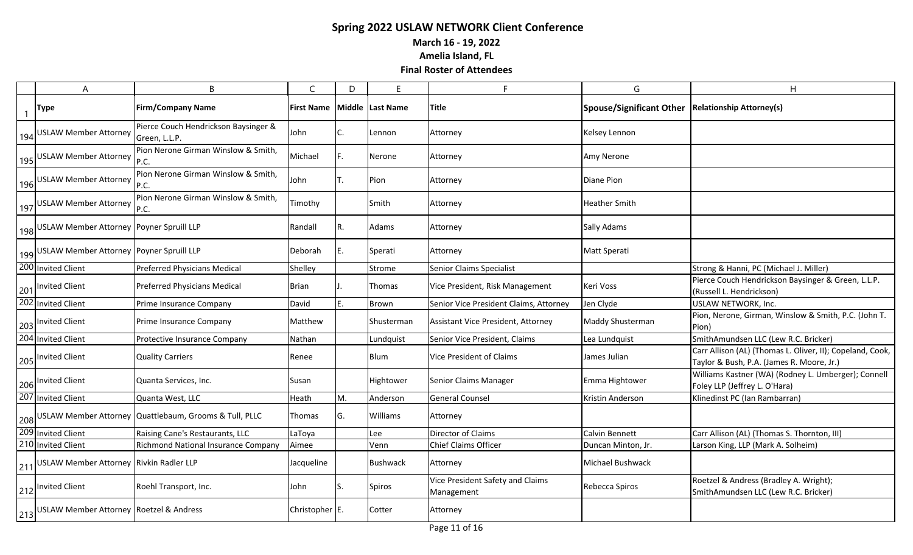# Spring 2022 USLAW NETWORK Client Conference

**March 16 - 19, 2022**

**Amelia Island, FL**

**Final Roster of Attendees**

| | A | B | C | D | E | F | G | H |
|---|---|---|---|---|---|---|---|---|
| 1 | **Type** | **Firm/Company Name** | **First Name** | **Middle** | **Last Name** | **Title** | **Spouse/Significant Other** | **Relationship Attorney(s)** |
| 194 | USLAW Member Attorney | Pierce Couch Hendrickson Baysinger & Green, L.L.P. | John | C. | Lennon | Attorney | Kelsey Lennon | |
| 195 | USLAW Member Attorney | Pion Nerone Girman Winslow & Smith, P.C. | Michael | F. | Nerone | Attorney | Amy Nerone | |
| 196 | USLAW Member Attorney | Pion Nerone Girman Winslow & Smith, P.C. | John | T. | Pion | Attorney | Diane Pion | |
| 197 | USLAW Member Attorney | Pion Nerone Girman Winslow & Smith, P.C. | Timothy | | Smith | Attorney | Heather Smith | |
| 198 | USLAW Member Attorney | Poyner Spruill LLP | Randall | R. | Adams | Attorney | Sally Adams | |
| 199 | USLAW Member Attorney | Poyner Spruill LLP | Deborah | E. | Sperati | Attorney | Matt Sperati | |
| 200 | Invited Client | Preferred Physicians Medical | Shelley | | Strome | Senior Claims Specialist | | Strong & Hanni, PC (Michael J. Miller) |
| 201 | Invited Client | Preferred Physicians Medical | Brian | J. | Thomas | Vice President, Risk Management | Keri Voss | Pierce Couch Hendrickson Baysinger & Green, L.L.P. (Russell L. Hendrickson) |
| 202 | Invited Client | Prime Insurance Company | David | E. | Brown | Senior Vice President Claims, Attorney | Jen Clyde | USLAW NETWORK, Inc. |
| 203 | Invited Client | Prime Insurance Company | Matthew | | Shusterman | Assistant Vice President, Attorney | Maddy Shusterman | Pion, Nerone, Girman, Winslow & Smith, P.C. (John T. Pion) |
| 204 | Invited Client | Protective Insurance Company | Nathan | | Lundquist | Senior Vice President, Claims | Lea Lundquist | SmithAmundsen LLC (Lew R.C. Bricker) |
| 205 | Invited Client | Quality Carriers | Renee | | Blum | Vice President of Claims | James Julian | Carr Allison (AL) (Thomas L. Oliver, II); Copeland, Cook, Taylor & Bush, P.A. (James R. Moore, Jr.) |
| 206 | Invited Client | Quanta Services, Inc. | Susan | | Hightower | Senior Claims Manager | Emma Hightower | Williams Kastner (WA) (Rodney L. Umberger); Connell Foley LLP (Jeffrey L. O'Hara) |
| 207 | Invited Client | Quanta West, LLC | Heath | M. | Anderson | General Counsel | Kristin Anderson | Klinedinst PC (Ian Rambarran) |
| 208 | USLAW Member Attorney | Quattlebaum, Grooms & Tull, PLLC | Thomas | G. | Williams | Attorney | | |
| 209 | Invited Client | Raising Cane's Restaurants, LLC | LaToya | | Lee | Director of Claims | Calvin Bennett | Carr Allison (AL) (Thomas S. Thornton, III) |
| 210 | Invited Client | Richmond National Insurance Company | Aimee | | Venn | Chief Claims Officer | Duncan Minton, Jr. | Larson King, LLP (Mark A. Solheim) |
| 211 | USLAW Member Attorney | Rivkin Radler LLP | Jacqueline | | Bushwack | Attorney | Michael Bushwack | |
| 212 | Invited Client | Roehl Transport, Inc. | John | S. | Spiros | Vice President Safety and Claims Management | Rebecca Spiros | Roetzel & Andress (Bradley A. Wright); SmithAmundsen LLC (Lew R.C. Bricker) |
| 213 | USLAW Member Attorney | Roetzel & Andress | Christopher | E. | Cotter | Attorney | | |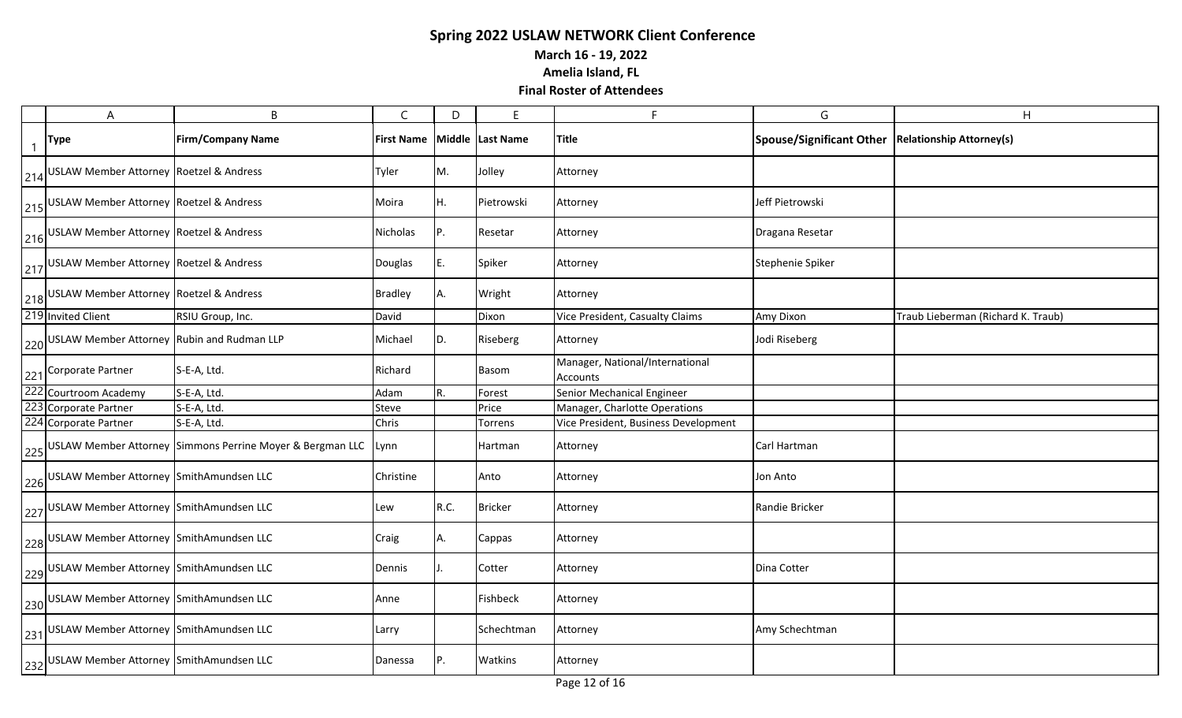# Spring 2022 USLAW NETWORK Client Conference

**March 16 - 19, 2022**

**Amelia Island, FL**

**Final Roster of Attendees**

| | A | B | C | D | E | F | G | H |
|---|---|---|---|---|---|---|---|---|
| 1 | Type | Firm/Company Name | First Name | Middle | Last Name | Title | Spouse/Significant Other | Relationship Attorney(s) |
| 214 | USLAW Member Attorney | Roetzel & Andress | Tyler | M. | Jolley | Attorney | | |
| 215 | USLAW Member Attorney | Roetzel & Andress | Moira | H. | Pietrowski | Attorney | Jeff Pietrowski | |
| 216 | USLAW Member Attorney | Roetzel & Andress | Nicholas | P. | Resetar | Attorney | Dragana Resetar | |
| 217 | USLAW Member Attorney | Roetzel & Andress | Douglas | E. | Spiker | Attorney | Stephenie Spiker | |
| 218 | USLAW Member Attorney | Roetzel & Andress | Bradley | A. | Wright | Attorney | | |
| 219 | Invited Client | RSIU Group, Inc. | David | | Dixon | Vice President, Casualty Claims | Amy Dixon | Traub Lieberman (Richard K. Traub) |
| 220 | USLAW Member Attorney | Rubin and Rudman LLP | Michael | D. | Riseberg | Attorney | Jodi Riseberg | |
| 221 | Corporate Partner | S-E-A, Ltd. | Richard | | Basom | Manager, National/International Accounts | | |
| 222 | Courtroom Academy | S-E-A, Ltd. | Adam | R. | Forest | Senior Mechanical Engineer | | |
| 223 | Corporate Partner | S-E-A, Ltd. | Steve | | Price | Manager, Charlotte Operations | | |
| 224 | Corporate Partner | S-E-A, Ltd. | Chris | | Torrens | Vice President, Business Development | | |
| 225 | USLAW Member Attorney | Simmons Perrine Moyer & Bergman LLC | Lynn | | Hartman | Attorney | Carl Hartman | |
| 226 | USLAW Member Attorney | SmithAmundsen LLC | Christine | | Anto | Attorney | Jon Anto | |
| 227 | USLAW Member Attorney | SmithAmundsen LLC | Lew | R.C. | Bricker | Attorney | Randie Bricker | |
| 228 | USLAW Member Attorney | SmithAmundsen LLC | Craig | A. | Cappas | Attorney | | |
| 229 | USLAW Member Attorney | SmithAmundsen LLC | Dennis | J. | Cotter | Attorney | Dina Cotter | |
| 230 | USLAW Member Attorney | SmithAmundsen LLC | Anne | | Fishbeck | Attorney | | |
| 231 | USLAW Member Attorney | SmithAmundsen LLC | Larry | | Schechtman | Attorney | Amy Schechtman | |
| 232 | USLAW Member Attorney | SmithAmundsen LLC | Danessa | P. | Watkins | Attorney | | |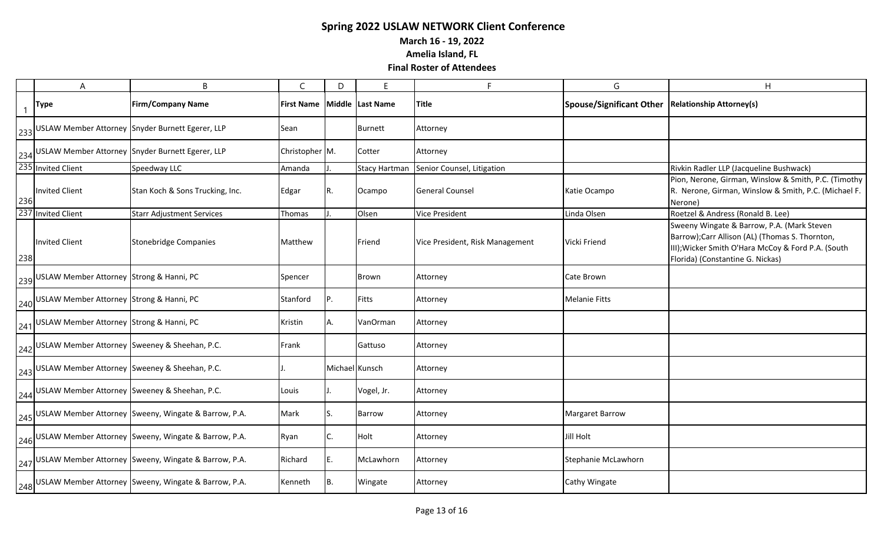# Spring 2022 USLAW NETWORK Client Conference

**March 16 - 19, 2022**

**Amelia Island, FL**

**Final Roster of Attendees**

| | A | B | C | D | E | F | G | H |
|---|---|---|---|---|---|---|---|---|
| 1 | **Type** | **Firm/Company Name** | **First Name** | **Middle** | **Last Name** | **Title** | **Spouse/Significant Other** | **Relationship Attorney(s)** |
| 233 | USLAW Member Attorney | Snyder Burnett Egerer, LLP | Sean | | Burnett | Attorney | | |
| 234 | USLAW Member Attorney | Snyder Burnett Egerer, LLP | Christopher | M. | Cotter | Attorney | | |
| 235 | Invited Client | Speedway LLC | Amanda | J. | Stacy Hartman | Senior Counsel, Litigation | | Rivkin Radler LLP (Jacqueline Bushwack) |
| 236 | Invited Client | Stan Koch & Sons Trucking, Inc. | Edgar | R. | Ocampo | General Counsel | Katie Ocampo | Pion, Nerone, Girman, Winslow & Smith, P.C. (Timothy R. Nerone, Girman, Winslow & Smith, P.C. (Michael F. Nerone) |
| 237 | Invited Client | Starr Adjustment Services | Thomas | J. | Olsen | Vice President | Linda Olsen | Roetzel & Andress (Ronald B. Lee) |
| 238 | Invited Client | Stonebridge Companies | Matthew | | Friend | Vice President, Risk Management | Vicki Friend | Sweeny Wingate & Barrow, P.A. (Mark Steven Barrow);Carr Allison (AL) (Thomas S. Thornton, III);Wicker Smith O'Hara McCoy & Ford P.A. (South Florida) (Constantine G. Nickas) |
| 239 | USLAW Member Attorney | Strong & Hanni, PC | Spencer | | Brown | Attorney | Cate Brown | |
| 240 | USLAW Member Attorney | Strong & Hanni, PC | Stanford | P. | Fitts | Attorney | Melanie Fitts | |
| 241 | USLAW Member Attorney | Strong & Hanni, PC | Kristin | A. | VanOrman | Attorney | | |
| 242 | USLAW Member Attorney | Sweeney & Sheehan, P.C. | Frank | | Gattuso | Attorney | | |
| 243 | USLAW Member Attorney | Sweeney & Sheehan, P.C. | J. | Michael | Kunsch | Attorney | | |
| 244 | USLAW Member Attorney | Sweeney & Sheehan, P.C. | Louis | J. | Vogel, Jr. | Attorney | | |
| 245 | USLAW Member Attorney | Sweeny, Wingate & Barrow, P.A. | Mark | S. | Barrow | Attorney | Margaret Barrow | |
| 246 | USLAW Member Attorney | Sweeny, Wingate & Barrow, P.A. | Ryan | C. | Holt | Attorney | Jill Holt | |
| 247 | USLAW Member Attorney | Sweeny, Wingate & Barrow, P.A. | Richard | E. | McLawhorn | Attorney | Stephanie McLawhorn | |
| 248 | USLAW Member Attorney | Sweeny, Wingate & Barrow, P.A. | Kenneth | B. | Wingate | Attorney | Cathy Wingate | |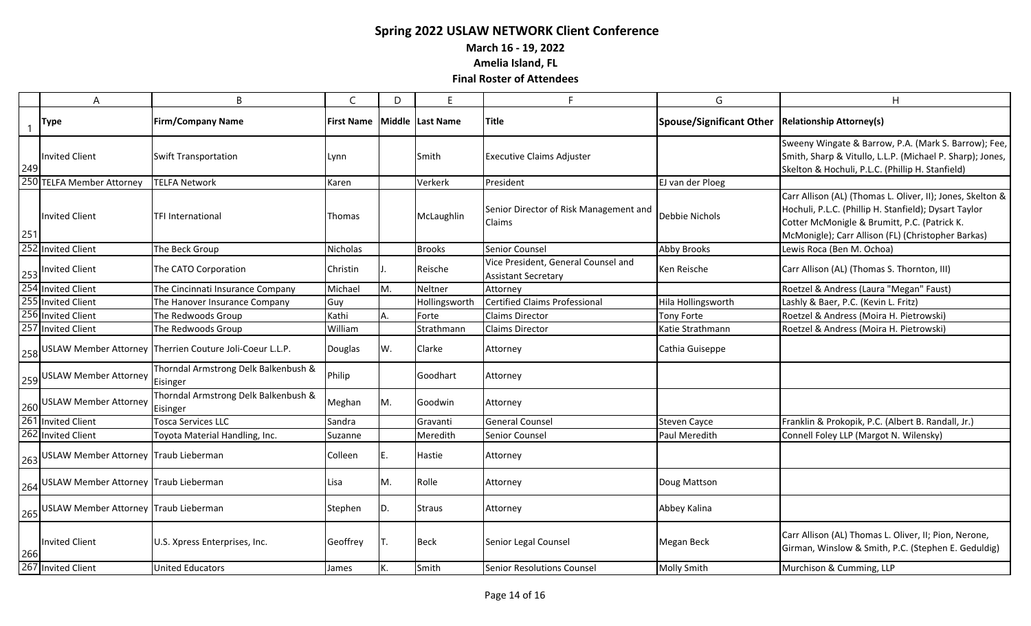# Spring 2022 USLAW NETWORK Client Conference

**March 16 - 19, 2022**

**Amelia Island, FL**

**Final Roster of Attendees**

| | A | B | C | D | E | F | G | H |
|---|---|---|---|---|---|---|---|---|
| 1 | **Type** | **Firm/Company Name** | **First Name** | **Middle** | **Last Name** | **Title** | **Spouse/Significant Other** | **Relationship Attorney(s)** |
| 249 | Invited Client | Swift Transportation | Lynn | | Smith | Executive Claims Adjuster | | Sweeny Wingate & Barrow, P.A. (Mark S. Barrow); Fee, Smith, Sharp & Vitullo, L.L.P. (Michael P. Sharp); Jones, Skelton & Hochuli, P.L.C. (Phillip H. Stanfield) |
| 250 | TELFA Member Attorney | TELFA Network | Karen | | Verkerk | President | EJ van der Ploeg | |
| 251 | Invited Client | TFI International | Thomas | | McLaughlin | Senior Director of Risk Management and Claims | Debbie Nichols | Carr Allison (AL) (Thomas L. Oliver, II); Jones, Skelton & Hochuli, P.L.C. (Phillip H. Stanfield); Dysart Taylor Cotter McMonigle & Brumitt, P.C. (Patrick K. McMonigle); Carr Allison (FL) (Christopher Barkas) |
| 252 | Invited Client | The Beck Group | Nicholas | | Brooks | Senior Counsel | Abby Brooks | Lewis Roca (Ben M. Ochoa) |
| 253 | Invited Client | The CATO Corporation | Christin | J. | Reische | Vice President, General Counsel and Assistant Secretary | Ken Reische | Carr Allison (AL) (Thomas S. Thornton, III) |
| 254 | Invited Client | The Cincinnati Insurance Company | Michael | M. | Neltner | Attorney | | Roetzel & Andress (Laura "Megan" Faust) |
| 255 | Invited Client | The Hanover Insurance Company | Guy | | Hollingsworth | Certified Claims Professional | Hila Hollingsworth | Lashly & Baer, P.C. (Kevin L. Fritz) |
| 256 | Invited Client | The Redwoods Group | Kathi | A. | Forte | Claims Director | Tony Forte | Roetzel & Andress (Moira H. Pietrowski) |
| 257 | Invited Client | The Redwoods Group | William | | Strathmann | Claims Director | Katie Strathmann | Roetzel & Andress (Moira H. Pietrowski) |
| 258 | USLAW Member Attorney | Therrien Couture Joli-Coeur L.L.P. | Douglas | W. | Clarke | Attorney | Cathia Guiseppe | |
| 259 | USLAW Member Attorney | Thorndal Armstrong Delk Balkenbush & Eisinger | Philip | | Goodhart | Attorney | | |
| 260 | USLAW Member Attorney | Thorndal Armstrong Delk Balkenbush & Eisinger | Meghan | M. | Goodwin | Attorney | | |
| 261 | Invited Client | Tosca Services LLC | Sandra | | Gravanti | General Counsel | Steven Cayce | Franklin & Prokopik, P.C. (Albert B. Randall, Jr.) |
| 262 | Invited Client | Toyota Material Handling, Inc. | Suzanne | | Meredith | Senior Counsel | Paul Meredith | Connell Foley LLP (Margot N. Wilensky) |
| 263 | USLAW Member Attorney | Traub Lieberman | Colleen | E. | Hastie | Attorney | | |
| 264 | USLAW Member Attorney | Traub Lieberman | Lisa | M. | Rolle | Attorney | Doug Mattson | |
| 265 | USLAW Member Attorney | Traub Lieberman | Stephen | D. | Straus | Attorney | Abbey Kalina | |
| 266 | Invited Client | U.S. Xpress Enterprises, Inc. | Geoffrey | T. | Beck | Senior Legal Counsel | Megan Beck | Carr Allison (AL) Thomas L. Oliver, II; Pion, Nerone, Girman, Winslow & Smith, P.C. (Stephen E. Geduldig) |
| 267 | Invited Client | United Educators | James | K. | Smith | Senior Resolutions Counsel | Molly Smith | Murchison & Cumming, LLP |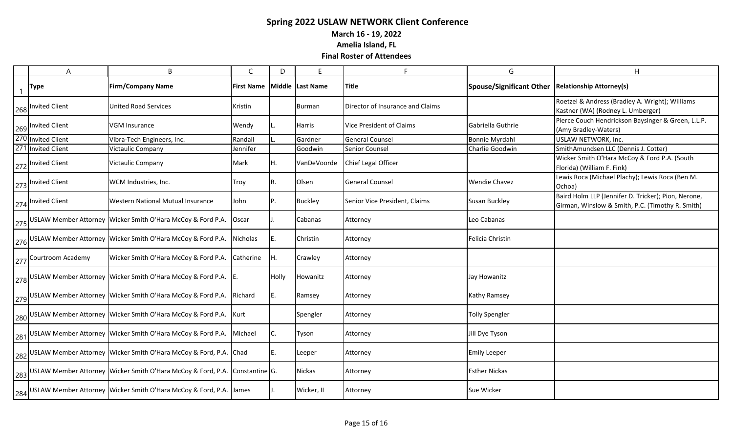# Spring 2022 USLAW NETWORK Client Conference

**March 16 - 19, 2022**

**Amelia Island, FL**

**Final Roster of Attendees**

| | A | B | C | D | E | F | G | H |
|---|---|---|---|---|---|---|---|---|
| 1 | **Type** | **Firm/Company Name** | **First Name** | **Middle** | **Last Name** | **Title** | **Spouse/Significant Other** | **Relationship Attorney(s)** |
| 268 | Invited Client | United Road Services | Kristin | | Burman | Director of Insurance and Claims | | Roetzel & Andress (Bradley A. Wright); Williams Kastner (WA) (Rodney L. Umberger) |
| 269 | Invited Client | VGM Insurance | Wendy | L. | Harris | Vice President of Claims | Gabriella Guthrie | Pierce Couch Hendrickson Baysinger & Green, L.L.P. (Amy Bradley-Waters) |
| 270 | Invited Client | Vibra-Tech Engineers, Inc. | Randall | L. | Gardner | General Counsel | Bonnie Myrdahl | USLAW NETWORK, Inc. |
| 271 | Invited Client | Victaulic Company | Jennifer | | Goodwin | Senior Counsel | Charlie Goodwin | SmithAmundsen LLC (Dennis J. Cotter) |
| 272 | Invited Client | Victaulic Company | Mark | H. | VanDeVoorde | Chief Legal Officer | | Wicker Smith O'Hara McCoy & Ford P.A. (South Florida) (William F. Fink) |
| 273 | Invited Client | WCM Industries, Inc. | Troy | R. | Olsen | General Counsel | Wendie Chavez | Lewis Roca (Michael Plachy); Lewis Roca (Ben M. Ochoa) |
| 274 | Invited Client | Western National Mutual Insurance | John | P. | Buckley | Senior Vice President, Claims | Susan Buckley | Baird Holm LLP (Jennifer D. Tricker); Pion, Nerone, Girman, Winslow & Smith, P.C. (Timothy R. Smith) |
| 275 | USLAW Member Attorney | Wicker Smith O'Hara McCoy & Ford P.A. | Oscar | J. | Cabanas | Attorney | Leo Cabanas | |
| 276 | USLAW Member Attorney | Wicker Smith O'Hara McCoy & Ford P.A. | Nicholas | E. | Christin | Attorney | Felicia Christin | |
| 277 | Courtroom Academy | Wicker Smith O'Hara McCoy & Ford P.A. | Catherine | H. | Crawley | Attorney | | |
| 278 | USLAW Member Attorney | Wicker Smith O'Hara McCoy & Ford P.A. | E. | Holly | Howanitz | Attorney | Jay Howanitz | |
| 279 | USLAW Member Attorney | Wicker Smith O'Hara McCoy & Ford P.A. | Richard | E. | Ramsey | Attorney | Kathy Ramsey | |
| 280 | USLAW Member Attorney | Wicker Smith O'Hara McCoy & Ford P.A. | Kurt | | Spengler | Attorney | Tolly Spengler | |
| 281 | USLAW Member Attorney | Wicker Smith O'Hara McCoy & Ford P.A. | Michael | C. | Tyson | Attorney | Jill Dye Tyson | |
| 282 | USLAW Member Attorney | Wicker Smith O'Hara McCoy & Ford, P.A. | Chad | E. | Leeper | Attorney | Emily Leeper | |
| 283 | USLAW Member Attorney | Wicker Smith O'Hara McCoy & Ford, P.A. | Constantine | G. | Nickas | Attorney | Esther Nickas | |
| 284 | USLAW Member Attorney | Wicker Smith O'Hara McCoy & Ford, P.A. | James | J. | Wicker, II | Attorney | Sue Wicker | |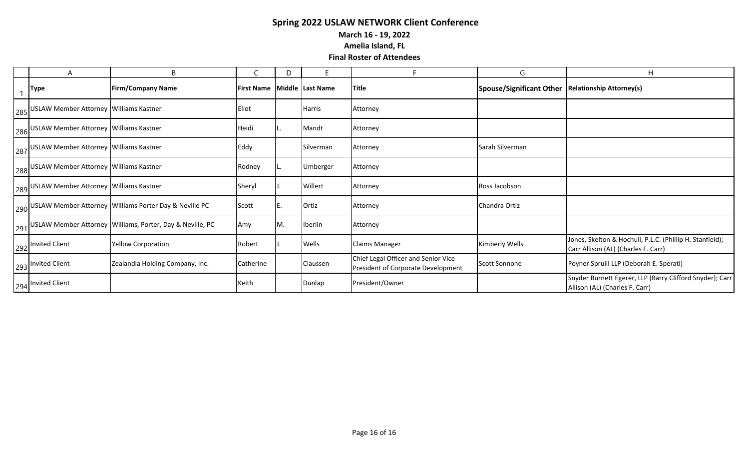# Spring 2022 USLAW NETWORK Client Conference

**March 16 - 19, 2022**

**Amelia Island, FL**

**Final Roster of Attendees**

| | A | B | C | D | E | F | G | H |
|---|---|---|---|---|---|---|---|---|
| 1 | **Type** | **Firm/Company Name** | **First Name** | **Middle** | **Last Name** | **Title** | **Spouse/Significant Other** | **Relationship Attorney(s)** |
| 285 | USLAW Member Attorney | Williams Kastner | Eliot | | Harris | Attorney | | |
| 286 | USLAW Member Attorney | Williams Kastner | Heidi | L. | Mandt | Attorney | | |
| 287 | USLAW Member Attorney | Williams Kastner | Eddy | | Silverman | Attorney | Sarah Silverman | |
| 288 | USLAW Member Attorney | Williams Kastner | Rodney | L. | Umberger | Attorney | | |
| 289 | USLAW Member Attorney | Williams Kastner | Sheryl | J. | Willert | Attorney | Ross Jacobson | |
| 290 | USLAW Member Attorney | Williams Porter Day & Neville PC | Scott | E. | Ortiz | Attorney | Chandra Ortiz | |
| 291 | USLAW Member Attorney | Williams, Porter, Day & Neville, PC | Amy | M. | Iberlin | Attorney | | |
| 292 | Invited Client | Yellow Corporation | Robert | J. | Wells | Claims Manager | Kimberly Wells | Jones, Skelton & Hochuli, P.L.C. (Phillip H. Stanfield); Carr Allison (AL) (Charles F. Carr) |
| 293 | Invited Client | Zealandia Holding Company, Inc. | Catherine | | Claussen | Chief Legal Officer and Senior Vice President of Corporate Development | Scott Sonnone | Poyner Spruill LLP (Deborah E. Sperati) |
| 294 | Invited Client | | Keith | | Dunlap | President/Owner | | Snyder Burnett Egerer, LLP (Barry Clifford Snyder); Carr Allison (AL) (Charles F. Carr) |